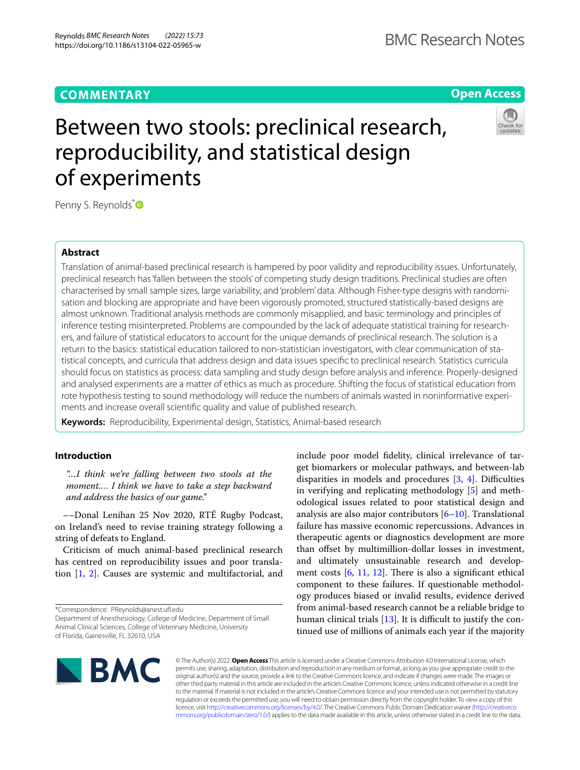**COMMENTARY**

**Open Access**

# Between two stools: preclinical research, reproducibility, and statistical design of experiments

Penny S. Reynolds*

## Abstract

Translation of animal-based preclinical research is hampered by poor validity and reproducibility issues. Unfortunately, preclinical research has 'fallen between the stools' of competing study design traditions. Preclinical studies are often characterised by small sample sizes, large variability, and 'problem' data. Although Fisher-type designs with randomisation and blocking are appropriate and have been vigorously promoted, structured statistically-based designs are almost unknown. Traditional analysis methods are commonly misapplied, and basic terminology and principles of inference testing misinterpreted. Problems are compounded by the lack of adequate statistical training for researchers, and failure of statistical educators to account for the unique demands of preclinical research. The solution is a return to the basics: statistical education tailored to non-statistician investigators, with clear communication of statistical concepts, and curricula that address design and data issues specific to preclinical research. Statistics curricula should focus on statistics as process: data sampling and study design before analysis and inference. Properly-designed and analysed experiments are a matter of ethics as much as procedure. Shifting the focus of statistical education from rote hypothesis testing to sound methodology will reduce the numbers of animals wasted in noninformative experiments and increase overall scientific quality and value of published research.

**Keywords:** Reproducibility, Experimental design, Statistics, Animal-based research

## Introduction

> *"...I think we're falling between two stools at the moment.... I think we have to take a step backward and address the basics of our game."*

––Donal Lenihan 25 Nov 2020, RTÉ Rugby Podcast, on Ireland's need to revise training strategy following a string of defeats to England.

Criticism of much animal-based preclinical research has centred on reproducibility issues and poor translation [1, 2]. Causes are systemic and multifactorial, and include poor model fidelity, clinical irrelevance of target biomarkers or molecular pathways, and between-lab disparities in models and procedures [3, 4]. Difficulties in verifying and replicating methodology [5] and methodological issues related to poor statistical design and analysis are also major contributors [6–10]. Translational failure has massive economic repercussions. Advances in therapeutic agents or diagnostics development are more than offset by multimillion-dollar losses in investment, and ultimately unsustainable research and development costs [6, 11, 12]. There is also a significant ethical component to these failures. If questionable methodology produces biased or invalid results, evidence derived from animal-based research cannot be a reliable bridge to human clinical trials [13]. It is difficult to justify the continued use of millions of animals each year if the majority

*Correspondence: PReynolds@anest.ufl.edu
Department of Anesthesiology, College of Medicine, Department of Small Animal Clinical Sciences, College of Veterinary Medicine, University of Florida, Gainesville, FL 32610, USA

© The Author(s) 2022. **Open Access** This article is licensed under a Creative Commons Attribution 4.0 International License, which permits use, sharing, adaptation, distribution and reproduction in any medium or format, as long as you give appropriate credit to the original author(s) and the source, provide a link to the Creative Commons licence, and indicate if changes were made. The images or other third party material in this article are included in the article's Creative Commons licence, unless indicated otherwise in a credit line to the material. If material is not included in the article's Creative Commons licence and your intended use is not permitted by statutory regulation or exceeds the permitted use, you will need to obtain permission directly from the copyright holder. To view a copy of this licence, visit http://creativecommons.org/licenses/by/4.0/. The Creative Commons Public Domain Dedication waiver (http://creativecommons.org/publicdomain/zero/1.0/) applies to the data made available in this article, unless otherwise stated in a credit line to the data.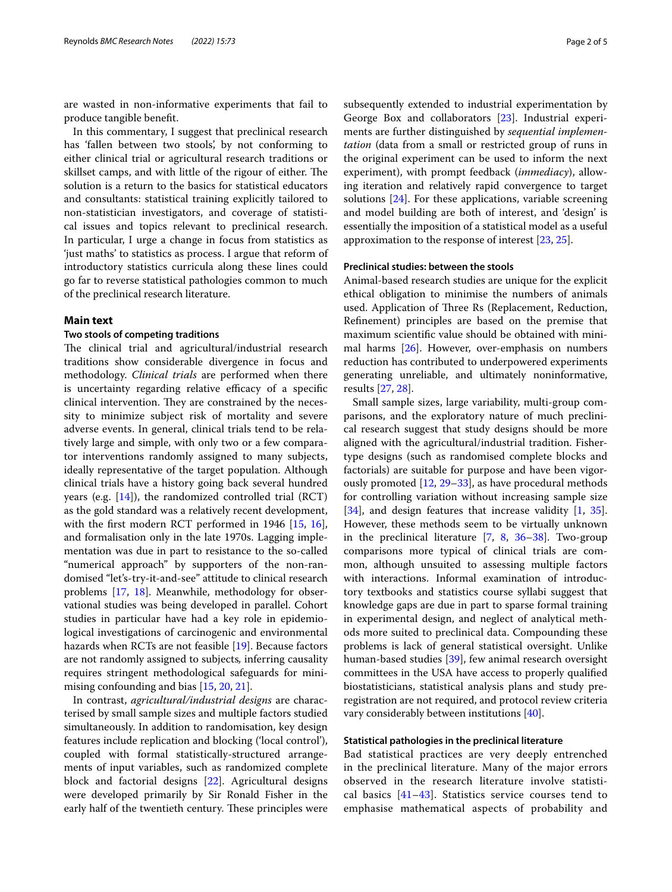are wasted in non-informative experiments that fail to produce tangible benefit.

In this commentary, I suggest that preclinical research has 'fallen between two stools', by not conforming to either clinical trial or agricultural research traditions or skillset camps, and with little of the rigour of either. The solution is a return to the basics for statistical educators and consultants: statistical training explicitly tailored to non-statistician investigators, and coverage of statistical issues and topics relevant to preclinical research. In particular, I urge a change in focus from statistics as 'just maths' to statistics as process. I argue that reform of introductory statistics curricula along these lines could go far to reverse statistical pathologies common to much of the preclinical research literature.

## Main text

### Two stools of competing traditions

The clinical trial and agricultural/industrial research traditions show considerable divergence in focus and methodology. *Clinical trials* are performed when there is uncertainty regarding relative efficacy of a specific clinical intervention. They are constrained by the necessity to minimize subject risk of mortality and severe adverse events. In general, clinical trials tend to be relatively large and simple, with only two or a few comparator interventions randomly assigned to many subjects, ideally representative of the target population. Although clinical trials have a history going back several hundred years (e.g. [14]), the randomized controlled trial (RCT) as the gold standard was a relatively recent development, with the first modern RCT performed in 1946 [15, 16], and formalisation only in the late 1970s. Lagging implementation was due in part to resistance to the so-called "numerical approach" by supporters of the non-randomised "let's-try-it-and-see" attitude to clinical research problems [17, 18]. Meanwhile, methodology for observational studies was being developed in parallel. Cohort studies in particular have had a key role in epidemiological investigations of carcinogenic and environmental hazards when RCTs are not feasible [19]. Because factors are not randomly assigned to subjects, inferring causality requires stringent methodological safeguards for minimising confounding and bias [15, 20, 21].

In contrast, *agricultural/industrial designs* are characterised by small sample sizes and multiple factors studied simultaneously. In addition to randomisation, key design features include replication and blocking ('local control'), coupled with formal statistically-structured arrangements of input variables, such as randomized complete block and factorial designs [22]. Agricultural designs were developed primarily by Sir Ronald Fisher in the early half of the twentieth century. These principles were subsequently extended to industrial experimentation by George Box and collaborators [23]. Industrial experiments are further distinguished by *sequential implementation* (data from a small or restricted group of runs in the original experiment can be used to inform the next experiment), with prompt feedback (*immediacy*), allowing iteration and relatively rapid convergence to target solutions [24]. For these applications, variable screening and model building are both of interest, and 'design' is essentially the imposition of a statistical model as a useful approximation to the response of interest [23, 25].

### Preclinical studies: between the stools

Animal-based research studies are unique for the explicit ethical obligation to minimise the numbers of animals used. Application of Three Rs (Replacement, Reduction, Refinement) principles are based on the premise that maximum scientific value should be obtained with minimal harms [26]. However, over-emphasis on numbers reduction has contributed to underpowered experiments generating unreliable, and ultimately noninformative, results [27, 28].

Small sample sizes, large variability, multi-group comparisons, and the exploratory nature of much preclinical research suggest that study designs should be more aligned with the agricultural/industrial tradition. Fisher-type designs (such as randomised complete blocks and factorials) are suitable for purpose and have been vigorously promoted [12, 29–33], as have procedural methods for controlling variation without increasing sample size [34], and design features that increase validity [1, 35]. However, these methods seem to be virtually unknown in the preclinical literature [7, 8, 36–38]. Two-group comparisons more typical of clinical trials are common, although unsuited to assessing multiple factors with interactions. Informal examination of introductory textbooks and statistics course syllabi suggest that knowledge gaps are due in part to sparse formal training in experimental design, and neglect of analytical methods more suited to preclinical data. Compounding these problems is lack of general statistical oversight. Unlike human-based studies [39], few animal research oversight committees in the USA have access to properly qualified biostatisticians, statistical analysis plans and study preregistration are not required, and protocol review criteria vary considerably between institutions [40].

### Statistical pathologies in the preclinical literature

Bad statistical practices are very deeply entrenched in the preclinical literature. Many of the major errors observed in the research literature involve statistical basics [41–43]. Statistics service courses tend to emphasise mathematical aspects of probability and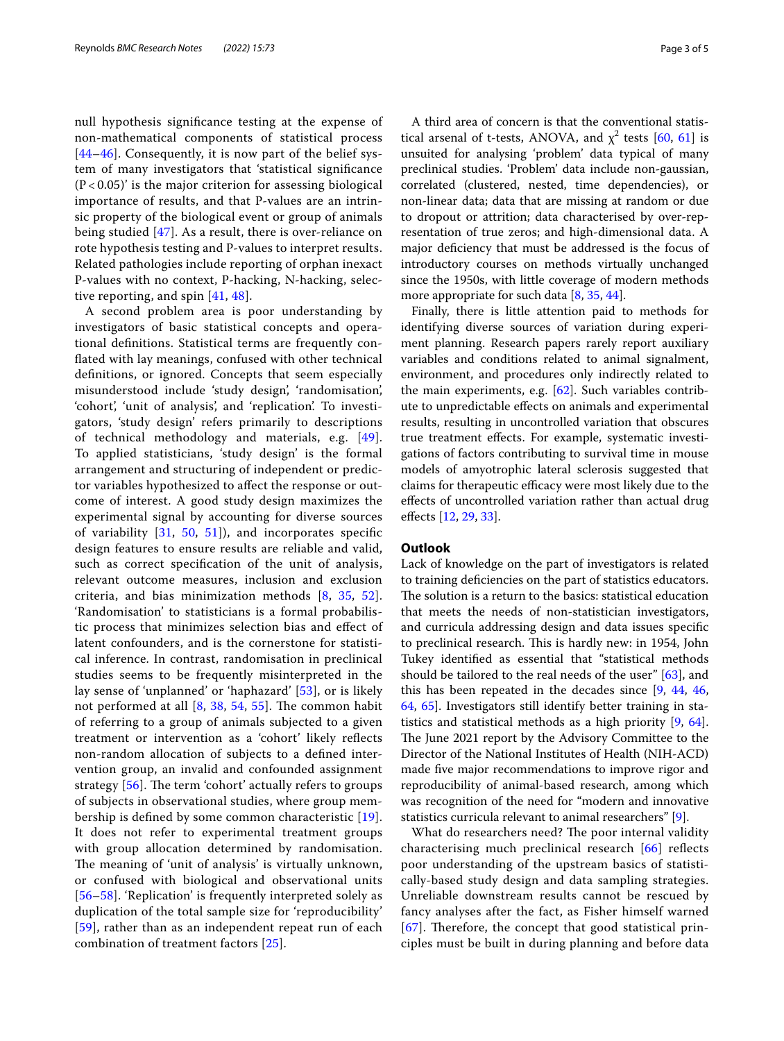null hypothesis significance testing at the expense of non-mathematical components of statistical process [44–46]. Consequently, it is now part of the belief system of many investigators that 'statistical significance ($P < 0.05$)' is the major criterion for assessing biological importance of results, and that P-values are an intrinsic property of the biological event or group of animals being studied [47]. As a result, there is over-reliance on rote hypothesis testing and P-values to interpret results. Related pathologies include reporting of orphan inexact P-values with no context, P-hacking, N-hacking, selective reporting, and spin [41, 48].

A second problem area is poor understanding by investigators of basic statistical concepts and operational definitions. Statistical terms are frequently conflated with lay meanings, confused with other technical definitions, or ignored. Concepts that seem especially misunderstood include 'study design', 'randomisation', 'cohort', 'unit of analysis', and 'replication'. To investigators, 'study design' refers primarily to descriptions of technical methodology and materials, e.g. [49]. To applied statisticians, 'study design' is the formal arrangement and structuring of independent or predictor variables hypothesized to affect the response or outcome of interest. A good study design maximizes the experimental signal by accounting for diverse sources of variability [31, 50, 51]), and incorporates specific design features to ensure results are reliable and valid, such as correct specification of the unit of analysis, relevant outcome measures, inclusion and exclusion criteria, and bias minimization methods [8, 35, 52]. 'Randomisation' to statisticians is a formal probabilistic process that minimizes selection bias and effect of latent confounders, and is the cornerstone for statistical inference. In contrast, randomisation in preclinical studies seems to be frequently misinterpreted in the lay sense of 'unplanned' or 'haphazard' [53], or is likely not performed at all [8, 38, 54, 55]. The common habit of referring to a group of animals subjected to a given treatment or intervention as a 'cohort' likely reflects non-random allocation of subjects to a defined intervention group, an invalid and confounded assignment strategy [56]. The term 'cohort' actually refers to groups of subjects in observational studies, where group membership is defined by some common characteristic [19]. It does not refer to experimental treatment groups with group allocation determined by randomisation. The meaning of 'unit of analysis' is virtually unknown, or confused with biological and observational units [56–58]. 'Replication' is frequently interpreted solely as duplication of the total sample size for 'reproducibility' [59], rather than as an independent repeat run of each combination of treatment factors [25].

A third area of concern is that the conventional statistical arsenal of t-tests, ANOVA, and $\chi^2$ tests [60, 61] is unsuited for analysing 'problem' data typical of many preclinical studies. 'Problem' data include non-gaussian, correlated (clustered, nested, time dependencies), or non-linear data; data that are missing at random or due to dropout or attrition; data characterised by over-representation of true zeros; and high-dimensional data. A major deficiency that must be addressed is the focus of introductory courses on methods virtually unchanged since the 1950s, with little coverage of modern methods more appropriate for such data [8, 35, 44].

Finally, there is little attention paid to methods for identifying diverse sources of variation during experiment planning. Research papers rarely report auxiliary variables and conditions related to animal signalment, environment, and procedures only indirectly related to the main experiments, e.g. [62]. Such variables contribute to unpredictable effects on animals and experimental results, resulting in uncontrolled variation that obscures true treatment effects. For example, systematic investigations of factors contributing to survival time in mouse models of amyotrophic lateral sclerosis suggested that claims for therapeutic efficacy were most likely due to the effects of uncontrolled variation rather than actual drug effects [12, 29, 33].

## Outlook

Lack of knowledge on the part of investigators is related to training deficiencies on the part of statistics educators. The solution is a return to the basics: statistical education that meets the needs of non-statistician investigators, and curricula addressing design and data issues specific to preclinical research. This is hardly new: in 1954, John Tukey identified as essential that "statistical methods should be tailored to the real needs of the user" [63], and this has been repeated in the decades since [9, 44, 46, 64, 65]. Investigators still identify better training in statistics and statistical methods as a high priority [9, 64]. The June 2021 report by the Advisory Committee to the Director of the National Institutes of Health (NIH-ACD) made five major recommendations to improve rigor and reproducibility of animal-based research, among which was recognition of the need for "modern and innovative statistics curricula relevant to animal researchers" [9].

What do researchers need? The poor internal validity characterising much preclinical research [66] reflects poor understanding of the upstream basics of statistically-based study design and data sampling strategies. Unreliable downstream results cannot be rescued by fancy analyses after the fact, as Fisher himself warned [67]. Therefore, the concept that good statistical principles must be built in during planning and before data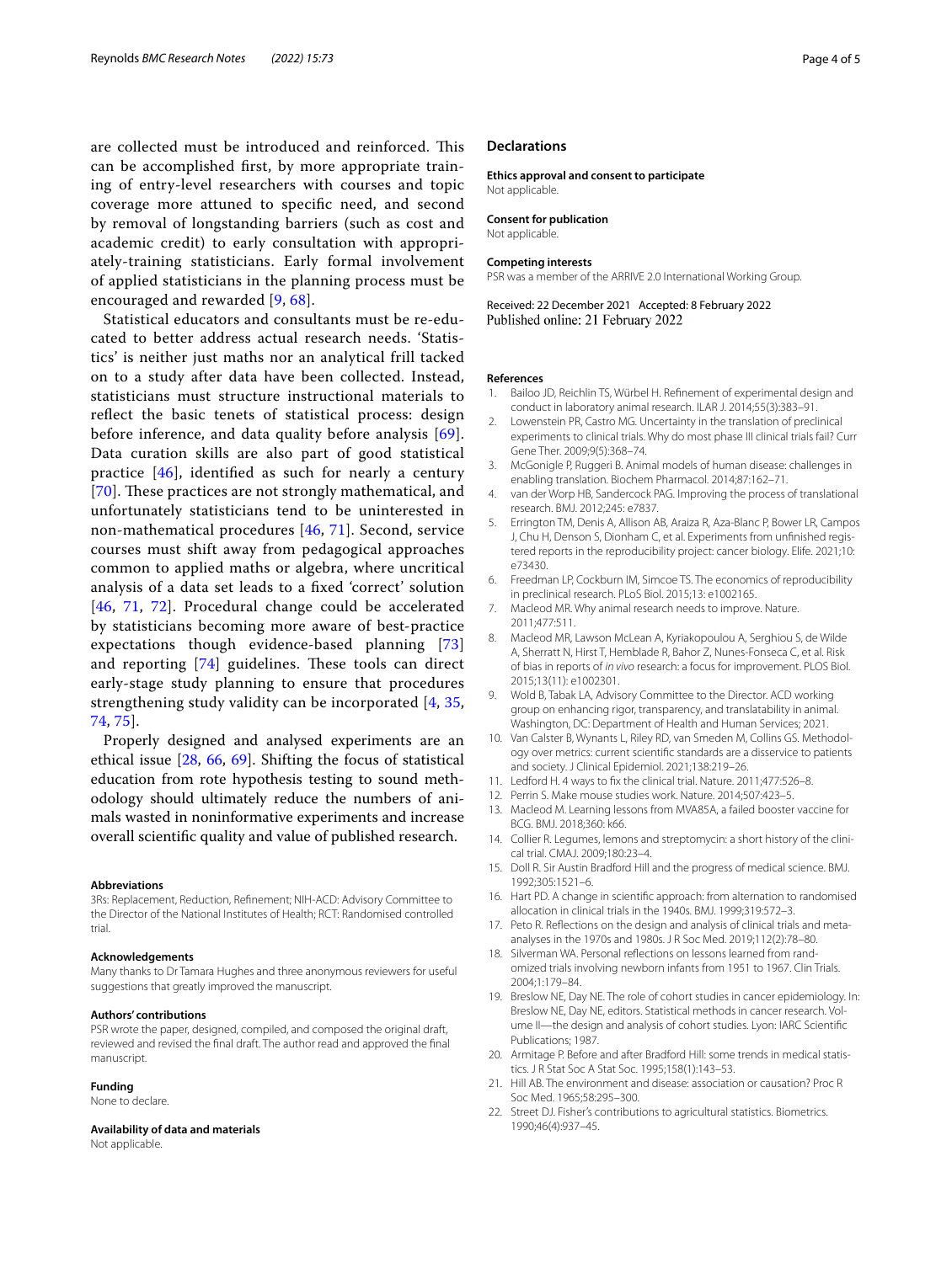are collected must be introduced and reinforced. This can be accomplished first, by more appropriate training of entry-level researchers with courses and topic coverage more attuned to specific need, and second by removal of longstanding barriers (such as cost and academic credit) to early consultation with appropriately-training statisticians. Early formal involvement of applied statisticians in the planning process must be encouraged and rewarded [9, 68].

Statistical educators and consultants must be re-educated to better address actual research needs. 'Statistics' is neither just maths nor an analytical frill tacked on to a study after data have been collected. Instead, statisticians must structure instructional materials to reflect the basic tenets of statistical process: design before inference, and data quality before analysis [69]. Data curation skills are also part of good statistical practice [46], identified as such for nearly a century [70]. These practices are not strongly mathematical, and unfortunately statisticians tend to be uninterested in non-mathematical procedures [46, 71]. Second, service courses must shift away from pedagogical approaches common to applied maths or algebra, where uncritical analysis of a data set leads to a fixed 'correct' solution [46, 71, 72]. Procedural change could be accelerated by statisticians becoming more aware of best-practice expectations though evidence-based planning [73] and reporting [74] guidelines. These tools can direct early-stage study planning to ensure that procedures strengthening study validity can be incorporated [4, 35, 74, 75].

Properly designed and analysed experiments are an ethical issue [28, 66, 69]. Shifting the focus of statistical education from rote hypothesis testing to sound methodology should ultimately reduce the numbers of animals wasted in noninformative experiments and increase overall scientific quality and value of published research.

#### Abbreviations

3Rs: Replacement, Reduction, Refinement; NIH-ACD: Advisory Committee to the Director of the National Institutes of Health; RCT: Randomised controlled trial.

#### Acknowledgements

Many thanks to Dr Tamara Hughes and three anonymous reviewers for useful suggestions that greatly improved the manuscript.

#### Authors' contributions

PSR wrote the paper, designed, compiled, and composed the original draft, reviewed and revised the final draft. The author read and approved the final manuscript.

#### Funding

None to declare.

#### Availability of data and materials

Not applicable.

## Declarations

#### Ethics approval and consent to participate

Not applicable.

#### Consent for publication

Not applicable.

#### Competing interests

PSR was a member of the ARRIVE 2.0 International Working Group.

Received: 22 December 2021 Accepted: 8 February 2022
Published online: 21 February 2022

#### References

1. Bailoo JD, Reichlin TS, Würbel H. Refinement of experimental design and conduct in laboratory animal research. ILAR J. 2014;55(3):383–91.
2. Lowenstein PR, Castro MG. Uncertainty in the translation of preclinical experiments to clinical trials. Why do most phase III clinical trials fail? Curr Gene Ther. 2009;9(5):368–74.
3. McGonigle P, Ruggeri B. Animal models of human disease: challenges in enabling translation. Biochem Pharmacol. 2014;87:162–71.
4. van der Worp HB, Sandercock PAG. Improving the process of translational research. BMJ. 2012;245: e7837.
5. Errington TM, Denis A, Allison AB, Araiza R, Araza-Blanc P, Bower LR, Campos J, Chu H, Denson S, Dionham C, et al. Experiments from unfinished registered reports in the reproducibility project: cancer biology. Elife. 2021;10: e73430.
6. Freedman LP, Cockburn IM, Simcoe TS. The economics of reproducibility in preclinical research. PLoS Biol. 2015;13: e1002165.
7. Macleod MR. Why animal research needs to improve. Nature. 2011;477:511.
8. Macleod MR, Lawson McLean A, Kyriakopoulou A, Serghiou S, de Wilde A, Sherratt N, Hirst T, Hemblade R, Bahor Z, Nunes-Fonseca C, et al. Risk of bias in reports of *in vivo* research: a focus for improvement. PLOS Biol. 2015;13(11): e1002301.
9. Wold B, Tabak LA, Advisory Committee to the Director. ACD working group on enhancing rigor, transparency, and translatability in animal. Washington, DC: Department of Health and Human Services; 2021.
10. Van Calster B, Wynants L, Riley RD, van Smeden M, Collins GS. Methodology over metrics: current scientific standards are a disservice to patients and society. J Clinical Epidemiol. 2021;138:219–26.
11. Ledford H. 4 ways to fix the clinical trial. Nature. 2011;477:526–8.
12. Perrin S. Make mouse studies work. Nature. 2014;507:423–5.
13. Macleod M. Learning lessons from MVA85A, a failed booster vaccine for BCG. BMJ. 2018;360: k66.
14. Collier R. Legumes, lemons and streptomycin: a short history of the clinical trial. CMAJ. 2009;180:23–4.
15. Doll R. Sir Austin Bradford Hill and the progress of medical science. BMJ. 1992;305:1521–6.
16. Hart PD. A change in scientific approach: from alternation to randomised allocation in clinical trials in the 1940s. BMJ. 1999;319:572–3.
17. Peto R. Reflections on the design and analysis of clinical trials and meta-analyses in the 1970s and 1980s. J R Soc Med. 2019;112(2):78–80.
18. Silverman WA. Personal reflections on lessons learned from randomized trials involving newborn infants from 1951 to 1967. Clin Trials. 2004;1:179–84.
19. Breslow NE, Day NE. The role of cohort studies in cancer epidemiology. In: Breslow NE, Day NE, editors. Statistical methods in cancer research. Volume II—the design and analysis of cohort studies. Lyon: IARC Scientific Publications; 1987.
20. Armitage P. Before and after Bradford Hill: some trends in medical statistics. J R Stat Soc A Stat Soc. 1995;158(1):143–53.
21. Hill AB. The environment and disease: association or causation? Proc R Soc Med. 1965;58:295–300.
22. Street DJ. Fisher's contributions to agricultural statistics. Biometrics. 1990;46(4):937–45.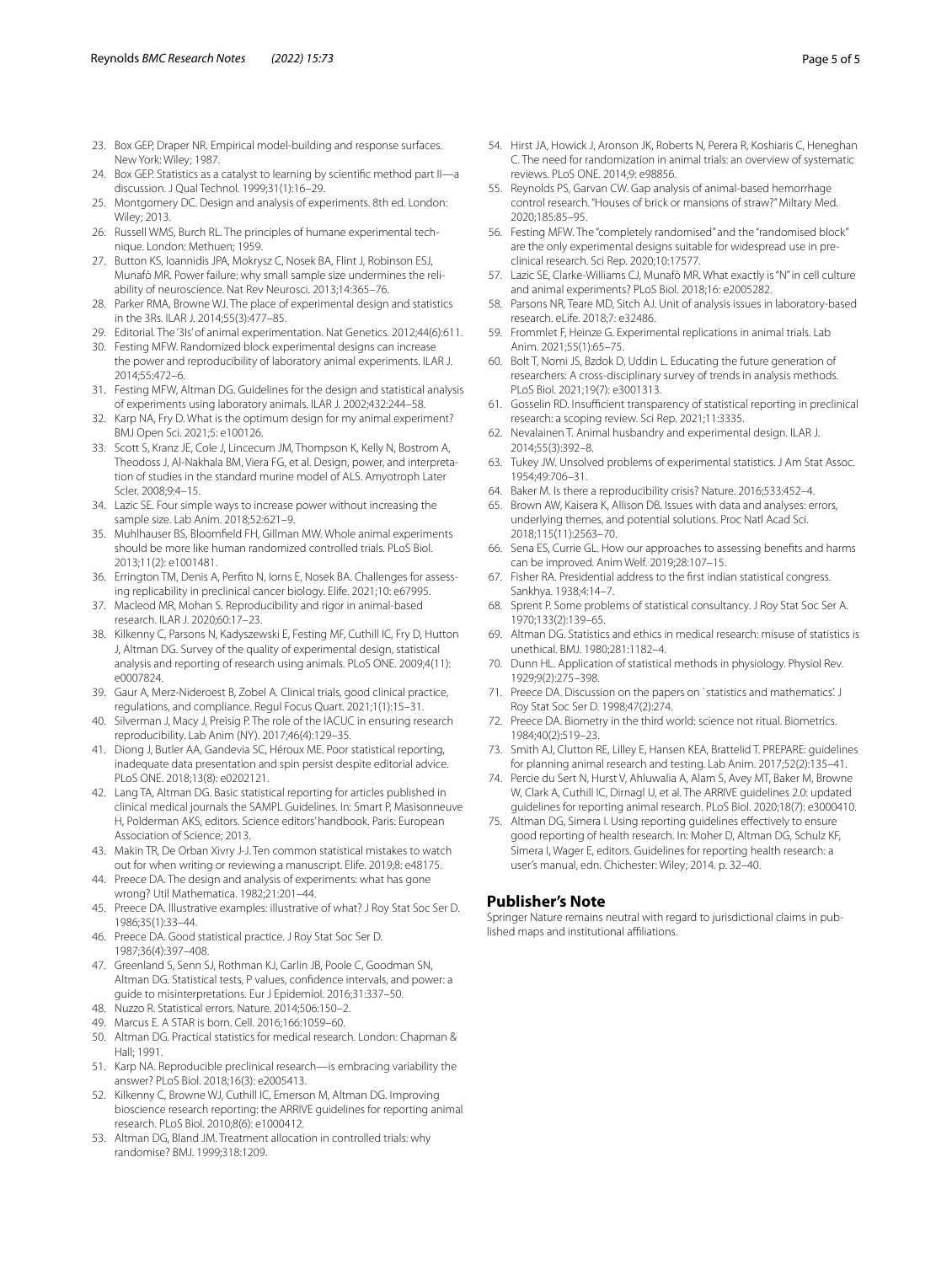23. Box GEP, Draper NR. Empirical model-building and response surfaces. New York: Wiley; 1987.
24. Box GEP. Statistics as a catalyst to learning by scientific method part II—a discussion. J Qual Technol. 1999;31(1):16–29.
25. Montgomery DC. Design and analysis of experiments. 8th ed. London: Wiley; 2013.
26. Russell WMS, Burch RL. The principles of humane experimental technique. London: Methuen; 1959.
27. Button KS, Ioannidis JPA, Mokrysz C, Nosek BA, Flint J, Robinson ESJ, Munafò MR. Power failure: why small sample size undermines the reliability of neuroscience. Nat Rev Neurosci. 2013;14:365–76.
28. Parker RMA, Browne WJ. The place of experimental design and statistics in the 3Rs. ILAR J. 2014;55(3):477–85.
29. Editorial. The '3Is' of animal experimentation. Nat Genetics. 2012;44(6):611.
30. Festing MFW. Randomized block experimental designs can increase the power and reproducibility of laboratory animal experiments. ILAR J. 2014;55:472–6.
31. Festing MFW, Altman DG. Guidelines for the design and statistical analysis of experiments using laboratory animals. ILAR J. 2002;432:244–58.
32. Karp NA, Fry D. What is the optimum design for my animal experiment? BMJ Open Sci. 2021;5: e100126.
33. Scott S, Kranz JE, Cole J, Lincecum JM, Thompson K, Kelly N, Bostrom A, Theodoss J, Al-Nakhala BM, Viera FG, et al. Design, power, and interpretation of studies in the standard murine model of ALS. Amyotroph Later Scler. 2008;9:4–15.
34. Lazic SE. Four simple ways to increase power without increasing the sample size. Lab Anim. 2018;52:621–9.
35. Muhlhauser BS, Bloomfield FH, Gillman MW. Whole animal experiments should be more like human randomized controlled trials. PLoS Biol. 2013;11(2): e1001481.
36. Errington TM, Denis A, Perfito N, Iorns E, Nosek BA. Challenges for assessing replicability in preclinical cancer biology. Elife. 2021;10: e67995.
37. Macleod MR, Mohan S. Reproducibility and rigor in animal-based research. ILAR J. 2020;60:17–23.
38. Kilkenny C, Parsons N, Kadyszewski E, Festing MF, Cuthill IC, Fry D, Hutton J, Altman DG. Survey of the quality of experimental design, statistical analysis and reporting of research using animals. PLoS ONE. 2009;4(11): e0007824.
39. Gaur A, Merz-Nideroest B, Zobel A. Clinical trials, good clinical practice, regulations, and compliance. Regul Focus Quart. 2021;1(1):15–31.
40. Silverman J, Macy J, Preisig P. The role of the IACUC in ensuring research reproducibility. Lab Anim (NY). 2017;46(4):129–35.
41. Diong J, Butler AA, Gandevia SC, Héroux ME. Poor statistical reporting, inadequate data presentation and spin persist despite editorial advice. PLoS ONE. 2018;13(8): e0202121.
42. Lang TA, Altman DG. Basic statistical reporting for articles published in clinical medical journals the SAMPL Guidelines. In: Smart P, Masisonneuve H, Polderman AKS, editors. Science editors' handbook. Paris: European Association of Science; 2013.
43. Makin TR, De Orban Xivry J-J. Ten common statistical mistakes to watch out for when writing or reviewing a manuscript. Elife. 2019;8: e48175.
44. Preece DA. The design and analysis of experiments: what has gone wrong? Util Mathematica. 1982;21:201–44.
45. Preece DA. Illustrative examples: illustrative of what? J Roy Stat Soc Ser D. 1986;35(1):33–44.
46. Preece DA. Good statistical practice. J Roy Stat Soc Ser D. 1987;36(4):397–408.
47. Greenland S, Senn SJ, Rothman KJ, Carlin JB, Poole C, Goodman SN, Altman DG. Statistical tests, P values, confidence intervals, and power: a guide to misinterpretations. Eur J Epidemiol. 2016;31:337–50.
48. Nuzzo R. Statistical errors. Nature. 2014;506:150–2.
49. Marcus E. A STAR is born. Cell. 2016;166:1059–60.
50. Altman DG. Practical statistics for medical research. London: Chapman & Hall; 1991.
51. Karp NA. Reproducible preclinical research—is embracing variability the answer? PLoS Biol. 2018;16(3): e2005413.
52. Kilkenny C, Browne WJ, Cuthill IC, Emerson M, Altman DG. Improving bioscience research reporting: the ARRIVE guidelines for reporting animal research. PLoS Biol. 2010;8(6): e1000412.
53. Altman DG, Bland JM. Treatment allocation in controlled trials: why randomise? BMJ. 1999;318:1209.
54. Hirst JA, Howick J, Aronson JK, Roberts N, Perera R, Koshiaris C, Heneghan C. The need for randomization in animal trials: an overview of systematic reviews. PLoS ONE. 2014;9: e98856.
55. Reynolds PS, Garvan CW. Gap analysis of animal-based hemorrhage control research. "Houses of brick or mansions of straw?" Miltary Med. 2020;185:85–95.
56. Festing MFW. The "completely randomised" and the "randomised block" are the only experimental designs suitable for widespread use in preclinical research. Sci Rep. 2020;10:17577.
57. Lazic SE, Clarke-Williams CJ, Munafò MR. What exactly is "N" in cell culture and animal experiments? PLoS Biol. 2018;16: e2005282.
58. Parsons NR, Teare MD, Sitch AJ. Unit of analysis issues in laboratory-based research. eLife. 2018;7: e32486.
59. Frommlet F, Heinze G. Experimental replications in animal trials. Lab Anim. 2021;55(1):65–75.
60. Bolt T, Nomi JS, Bzdok D, Uddin L. Educating the future generation of researchers: A cross-disciplinary survey of trends in analysis methods. PLoS Biol. 2021;19(7): e3001313.
61. Gosselin RD. Insufficient transparency of statistical reporting in preclinical research: a scoping review. Sci Rep. 2021;11:3335.
62. Nevalainen T. Animal husbandry and experimental design. ILAR J. 2014;55(3):392–8.
63. Tukey JW. Unsolved problems of experimental statistics. J Am Stat Assoc. 1954;49:706–31.
64. Baker M. Is there a reproducibility crisis? Nature. 2016;533:452–4.
65. Brown AW, Kaisera K, Allison DB. Issues with data and analyses: errors, underlying themes, and potential solutions. Proc Natl Acad Sci. 2018;115(11):2563–70.
66. Sena ES, Currie GL. How our approaches to assessing benefits and harms can be improved. Anim Welf. 2019;28:107–15.
67. Fisher RA. Presidential address to the first indian statistical congress. Sankhya. 1938;4:14–7.
68. Sprent P. Some problems of statistical consultancy. J Roy Stat Soc Ser A. 1970;133(2):139–65.
69. Altman DG. Statistics and ethics in medical research: misuse of statistics is unethical. BMJ. 1980;281:1182–4.
70. Dunn HL. Application of statistical methods in physiology. Physiol Rev. 1929;9(2):275–398.
71. Preece DA. Discussion on the papers on `statistics and mathematics'. J Roy Stat Soc Ser D. 1998;47(2):274.
72. Preece DA. Biometry in the third world: science not ritual. Biometrics. 1984;40(2):519–23.
73. Smith AJ, Clutton RE, Lilley E, Hansen KEA, Brattelid T. PREPARE: guidelines for planning animal research and testing. Lab Anim. 2017;52(2):135–41.
74. Percie du Sert N, Hurst V, Ahluwalia A, Alam S, Avey MT, Baker M, Browne W, Clark A, Cuthill IC, Dirnagl U, et al. The ARRIVE guidelines 2.0: updated guidelines for reporting animal research. PLoS Biol. 2020;18(7): e3000410.
75. Altman DG, Simera I. Using reporting guidelines effectively to ensure good reporting of health research. In: Moher D, Altman DG, Schulz KF, Simera I, Wager E, editors. Guidelines for reporting health research: a user's manual, edn. Chichester: Wiley; 2014. p. 32–40.

## Publisher's Note

Springer Nature remains neutral with regard to jurisdictional claims in published maps and institutional affiliations.